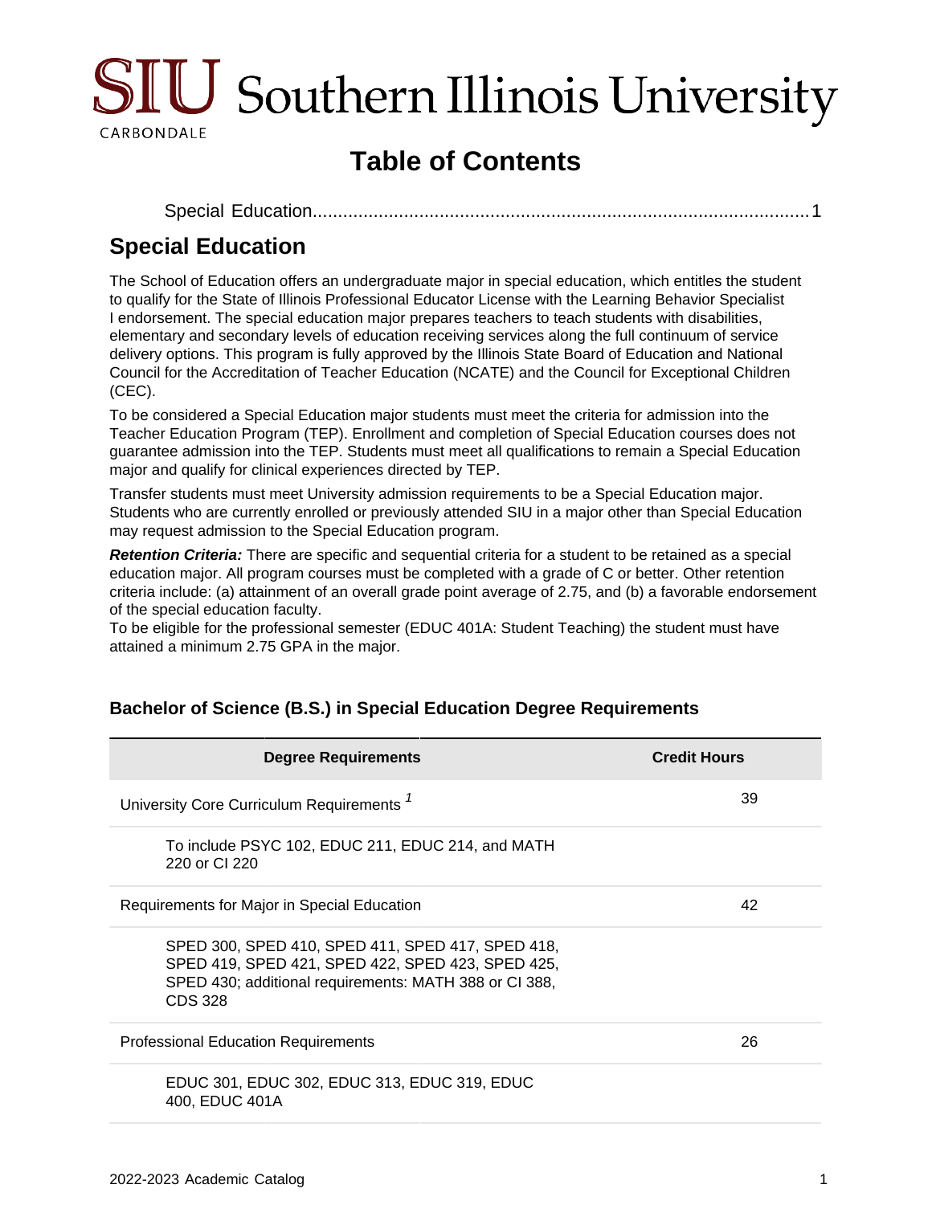# Table of Contents

Special Education........................................................................................................1

## Special Education

The School of Education offers an undergraduate major in special education, which entitles the student to qualify for the State of Illinois Professional Educator License with the Learning Behavior Specialist I endorsement. The special education major prepares teachers to teach students with disabilities, elementary and secondary levels of education receiving services along the full continuum of service delivery options. This program is fully approved by the Illinois State Board of Education and National Council for the Accreditation of Teacher Education (NCATE) and the Council for Exceptional Children (CEC).

To be considered a Special Education major students must meet the criteria for admission into the Teacher Education Program (TEP). Enrollment and completion of Special Education courses does not guarantee admission into the TEP. Students must meet all qualifications to remain a Special Education major and qualify for clinical experiences directed by TEP.

Transfer students must meet University admission requirements to be a Special Education major. Students who are currently enrolled or previously attended SIU in a major other than Special Education may request admission to the Special Education program.

***Retention Criteria:*** There are specific and sequential criteria for a student to be retained as a special education major. All program courses must be completed with a grade of C or better. Other retention criteria include: (a) attainment of an overall grade point average of 2.75, and (b) a favorable endorsement of the special education faculty.
To be eligible for the professional semester (EDUC 401A: Student Teaching) the student must have attained a minimum 2.75 GPA in the major.

### Bachelor of Science (B.S.) in Special Education Degree Requirements

| Degree Requirements | Credit Hours |
|---|---|
| University Core Curriculum Requirements [1] | 39 |
| To include PSYC 102, EDUC 211, EDUC 214, and MATH 220 or CI 220 | |
| Requirements for Major in Special Education | 42 |
| SPED 300, SPED 410, SPED 411, SPED 417, SPED 418, SPED 419, SPED 421, SPED 422, SPED 423, SPED 425, SPED 430; additional requirements: MATH 388 or CI 388, CDS 328 | |
| Professional Education Requirements | 26 |
| EDUC 301, EDUC 302, EDUC 313, EDUC 319, EDUC 400, EDUC 401A | |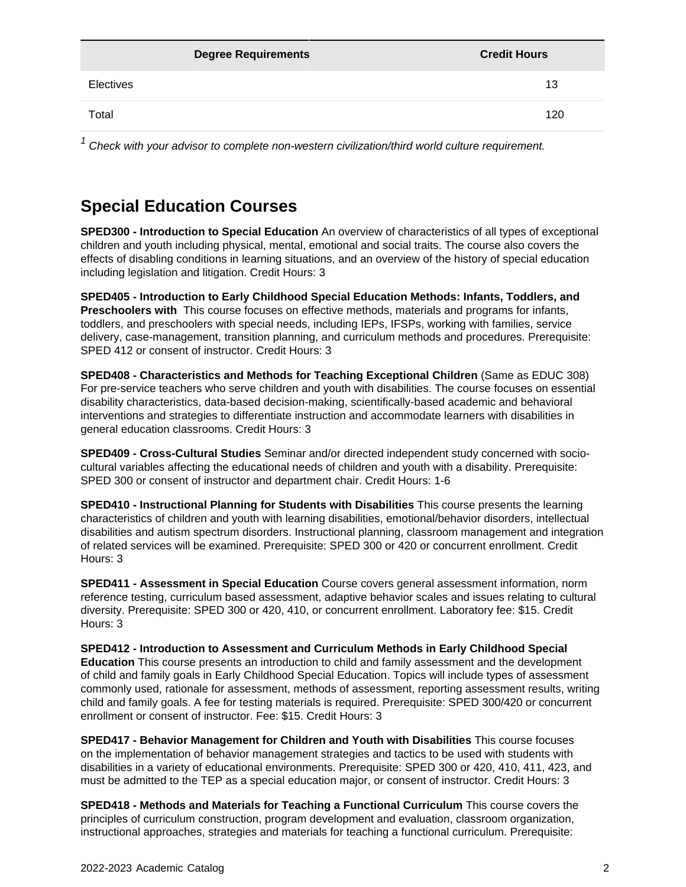| Degree Requirements | Credit Hours |
| --- | --- |
| Electives | 13 |
| Total | 120 |

[1] *Check with your advisor to complete non-western civilization/third world culture requirement.*

## Special Education Courses

**SPED300 - Introduction to Special Education** An overview of characteristics of all types of exceptional children and youth including physical, mental, emotional and social traits. The course also covers the effects of disabling conditions in learning situations, and an overview of the history of special education including legislation and litigation. Credit Hours: 3

**SPED405 - Introduction to Early Childhood Special Education Methods: Infants, Toddlers, and Preschoolers with** This course focuses on effective methods, materials and programs for infants, toddlers, and preschoolers with special needs, including IEPs, IFSPs, working with families, service delivery, case-management, transition planning, and curriculum methods and procedures. Prerequisite: SPED 412 or consent of instructor. Credit Hours: 3

**SPED408 - Characteristics and Methods for Teaching Exceptional Children** (Same as EDUC 308) For pre-service teachers who serve children and youth with disabilities. The course focuses on essential disability characteristics, data-based decision-making, scientifically-based academic and behavioral interventions and strategies to differentiate instruction and accommodate learners with disabilities in general education classrooms. Credit Hours: 3

**SPED409 - Cross-Cultural Studies** Seminar and/or directed independent study concerned with socio-cultural variables affecting the educational needs of children and youth with a disability. Prerequisite: SPED 300 or consent of instructor and department chair. Credit Hours: 1-6

**SPED410 - Instructional Planning for Students with Disabilities** This course presents the learning characteristics of children and youth with learning disabilities, emotional/behavior disorders, intellectual disabilities and autism spectrum disorders. Instructional planning, classroom management and integration of related services will be examined. Prerequisite: SPED 300 or 420 or concurrent enrollment. Credit Hours: 3

**SPED411 - Assessment in Special Education** Course covers general assessment information, norm reference testing, curriculum based assessment, adaptive behavior scales and issues relating to cultural diversity. Prerequisite: SPED 300 or 420, 410, or concurrent enrollment. Laboratory fee: $15. Credit Hours: 3

**SPED412 - Introduction to Assessment and Curriculum Methods in Early Childhood Special Education** This course presents an introduction to child and family assessment and the development of child and family goals in Early Childhood Special Education. Topics will include types of assessment commonly used, rationale for assessment, methods of assessment, reporting assessment results, writing child and family goals. A fee for testing materials is required. Prerequisite: SPED 300/420 or concurrent enrollment or consent of instructor. Fee: $15. Credit Hours: 3

**SPED417 - Behavior Management for Children and Youth with Disabilities** This course focuses on the implementation of behavior management strategies and tactics to be used with students with disabilities in a variety of educational environments. Prerequisite: SPED 300 or 420, 410, 411, 423, and must be admitted to the TEP as a special education major, or consent of instructor. Credit Hours: 3

**SPED418 - Methods and Materials for Teaching a Functional Curriculum** This course covers the principles of curriculum construction, program development and evaluation, classroom organization, instructional approaches, strategies and materials for teaching a functional curriculum. Prerequisite: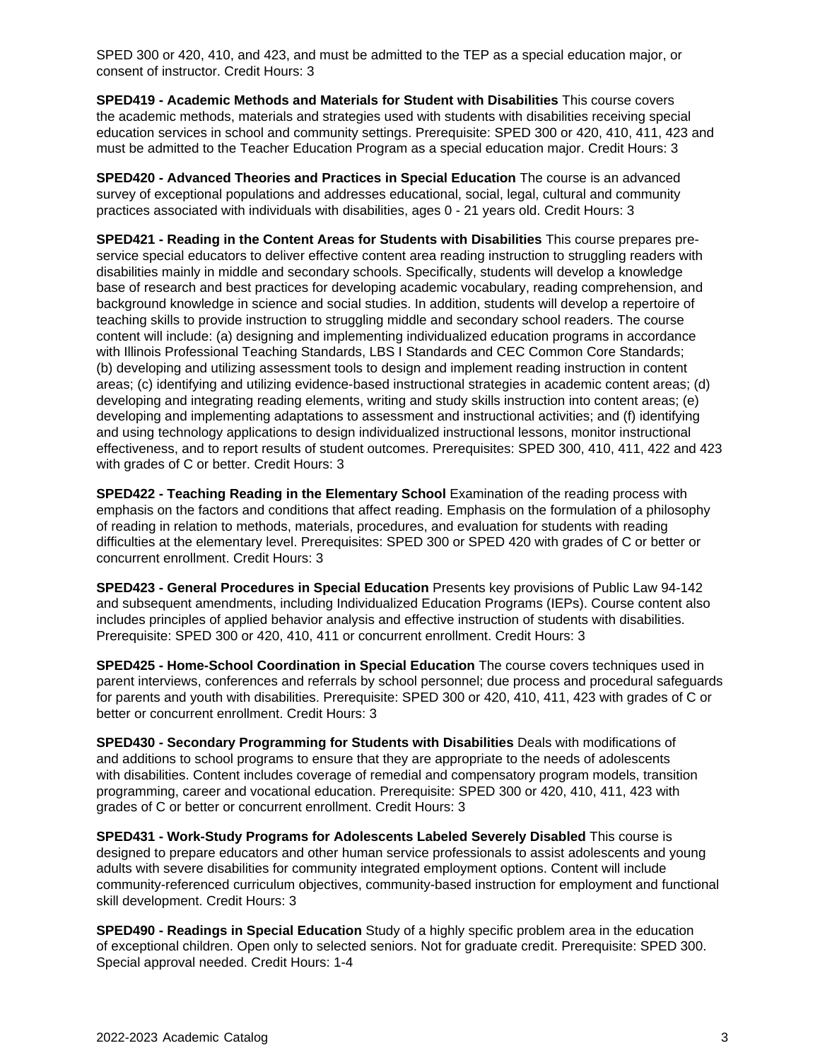SPED 300 or 420, 410, and 423, and must be admitted to the TEP as a special education major, or consent of instructor. Credit Hours: 3

**SPED419 - Academic Methods and Materials for Student with Disabilities** This course covers the academic methods, materials and strategies used with students with disabilities receiving special education services in school and community settings. Prerequisite: SPED 300 or 420, 410, 411, 423 and must be admitted to the Teacher Education Program as a special education major. Credit Hours: 3

**SPED420 - Advanced Theories and Practices in Special Education** The course is an advanced survey of exceptional populations and addresses educational, social, legal, cultural and community practices associated with individuals with disabilities, ages 0 - 21 years old. Credit Hours: 3

**SPED421 - Reading in the Content Areas for Students with Disabilities** This course prepares pre-service special educators to deliver effective content area reading instruction to struggling readers with disabilities mainly in middle and secondary schools. Specifically, students will develop a knowledge base of research and best practices for developing academic vocabulary, reading comprehension, and background knowledge in science and social studies. In addition, students will develop a repertoire of teaching skills to provide instruction to struggling middle and secondary school readers. The course content will include: (a) designing and implementing individualized education programs in accordance with Illinois Professional Teaching Standards, LBS I Standards and CEC Common Core Standards; (b) developing and utilizing assessment tools to design and implement reading instruction in content areas; (c) identifying and utilizing evidence-based instructional strategies in academic content areas; (d) developing and integrating reading elements, writing and study skills instruction into content areas; (e) developing and implementing adaptations to assessment and instructional activities; and (f) identifying and using technology applications to design individualized instructional lessons, monitor instructional effectiveness, and to report results of student outcomes. Prerequisites: SPED 300, 410, 411, 422 and 423 with grades of C or better. Credit Hours: 3

**SPED422 - Teaching Reading in the Elementary School** Examination of the reading process with emphasis on the factors and conditions that affect reading. Emphasis on the formulation of a philosophy of reading in relation to methods, materials, procedures, and evaluation for students with reading difficulties at the elementary level. Prerequisites: SPED 300 or SPED 420 with grades of C or better or concurrent enrollment. Credit Hours: 3

**SPED423 - General Procedures in Special Education** Presents key provisions of Public Law 94-142 and subsequent amendments, including Individualized Education Programs (IEPs). Course content also includes principles of applied behavior analysis and effective instruction of students with disabilities. Prerequisite: SPED 300 or 420, 410, 411 or concurrent enrollment. Credit Hours: 3

**SPED425 - Home-School Coordination in Special Education** The course covers techniques used in parent interviews, conferences and referrals by school personnel; due process and procedural safeguards for parents and youth with disabilities. Prerequisite: SPED 300 or 420, 410, 411, 423 with grades of C or better or concurrent enrollment. Credit Hours: 3

**SPED430 - Secondary Programming for Students with Disabilities** Deals with modifications of and additions to school programs to ensure that they are appropriate to the needs of adolescents with disabilities. Content includes coverage of remedial and compensatory program models, transition programming, career and vocational education. Prerequisite: SPED 300 or 420, 410, 411, 423 with grades of C or better or concurrent enrollment. Credit Hours: 3

**SPED431 - Work-Study Programs for Adolescents Labeled Severely Disabled** This course is designed to prepare educators and other human service professionals to assist adolescents and young adults with severe disabilities for community integrated employment options. Content will include community-referenced curriculum objectives, community-based instruction for employment and functional skill development. Credit Hours: 3

**SPED490 - Readings in Special Education** Study of a highly specific problem area in the education of exceptional children. Open only to selected seniors. Not for graduate credit. Prerequisite: SPED 300. Special approval needed. Credit Hours: 1-4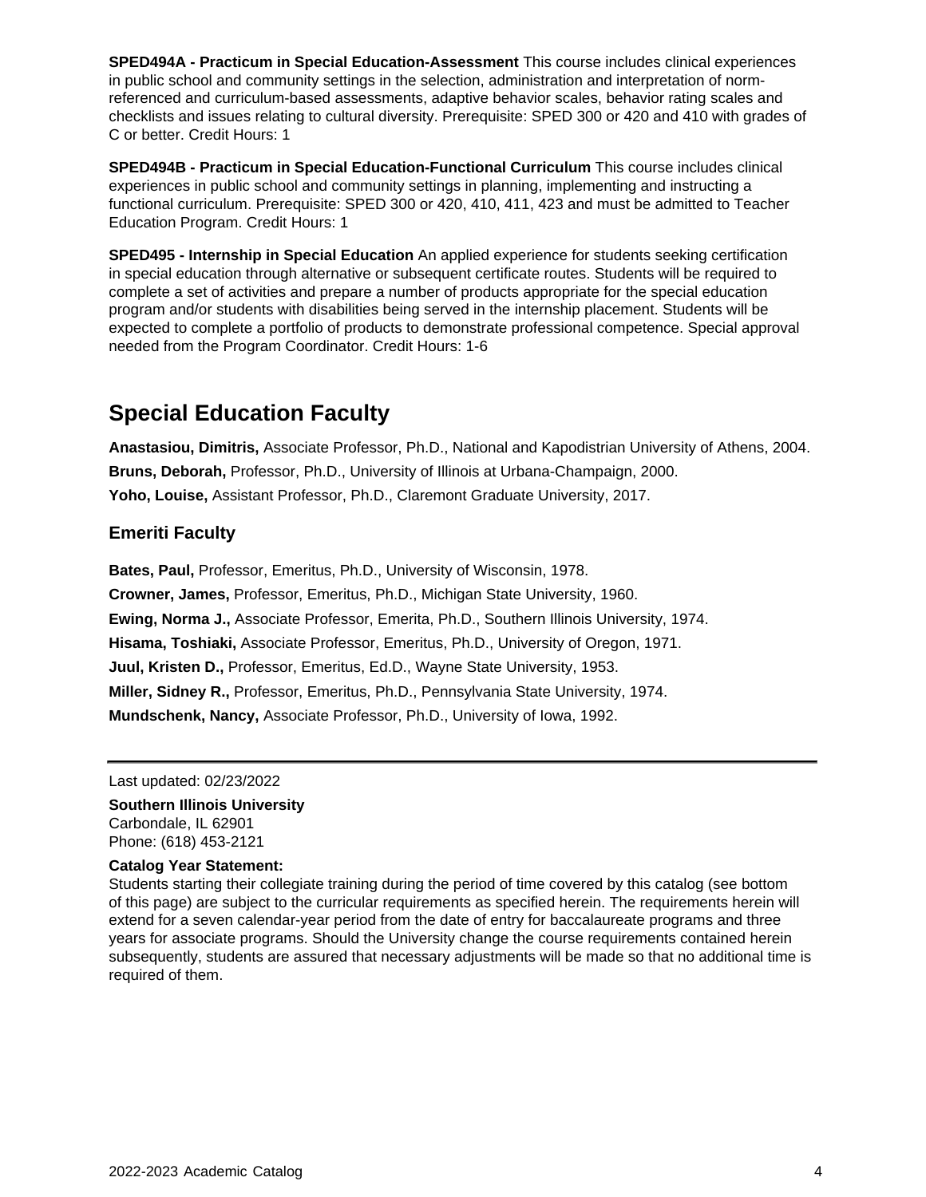**SPED494A - Practicum in Special Education-Assessment** This course includes clinical experiences in public school and community settings in the selection, administration and interpretation of norm-referenced and curriculum-based assessments, adaptive behavior scales, behavior rating scales and checklists and issues relating to cultural diversity. Prerequisite: SPED 300 or 420 and 410 with grades of C or better. Credit Hours: 1

**SPED494B - Practicum in Special Education-Functional Curriculum** This course includes clinical experiences in public school and community settings in planning, implementing and instructing a functional curriculum. Prerequisite: SPED 300 or 420, 410, 411, 423 and must be admitted to Teacher Education Program. Credit Hours: 1

**SPED495 - Internship in Special Education** An applied experience for students seeking certification in special education through alternative or subsequent certificate routes. Students will be required to complete a set of activities and prepare a number of products appropriate for the special education program and/or students with disabilities being served in the internship placement. Students will be expected to complete a portfolio of products to demonstrate professional competence. Special approval needed from the Program Coordinator. Credit Hours: 1-6

## Special Education Faculty

**Anastasiou, Dimitris,** Associate Professor, Ph.D., National and Kapodistrian University of Athens, 2004.

**Bruns, Deborah,** Professor, Ph.D., University of Illinois at Urbana-Champaign, 2000.

**Yoho, Louise,** Assistant Professor, Ph.D., Claremont Graduate University, 2017.

### Emeriti Faculty

**Bates, Paul,** Professor, Emeritus, Ph.D., University of Wisconsin, 1978.

**Crowner, James,** Professor, Emeritus, Ph.D., Michigan State University, 1960.

**Ewing, Norma J.,** Associate Professor, Emerita, Ph.D., Southern Illinois University, 1974.

**Hisama, Toshiaki,** Associate Professor, Emeritus, Ph.D., University of Oregon, 1971.

**Juul, Kristen D.,** Professor, Emeritus, Ed.D., Wayne State University, 1953.

**Miller, Sidney R.,** Professor, Emeritus, Ph.D., Pennsylvania State University, 1974.

**Mundschenk, Nancy,** Associate Professor, Ph.D., University of Iowa, 1992.

---

Last updated: 02/23/2022

**Southern Illinois University**
Carbondale, IL 62901
Phone: (618) 453-2121

**Catalog Year Statement:**
Students starting their collegiate training during the period of time covered by this catalog (see bottom of this page) are subject to the curricular requirements as specified herein. The requirements herein will extend for a seven calendar-year period from the date of entry for baccalaureate programs and three years for associate programs. Should the University change the course requirements contained herein subsequently, students are assured that necessary adjustments will be made so that no additional time is required of them.

2022-2023 Academic Catalog